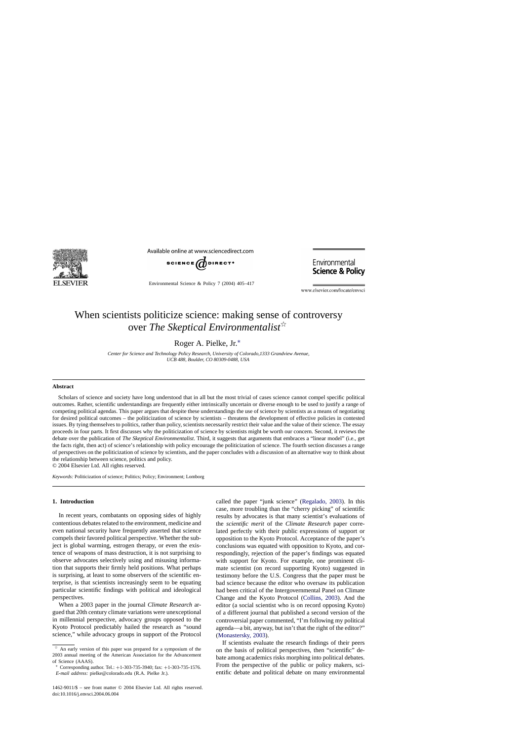# When scientists politicize science: making sense of controversy over *The Skeptical Environmentalist*[☆]

Roger A. Pielke, Jr.[*]

*Center for Science and Technology Policy Research, University of Colorado,1333 Grandview Avenue, UCB 488, Boulder, CO 80309-0488, USA*

## Abstract

Scholars of science and society have long understood that in all but the most trivial of cases science cannot compel specific political outcomes. Rather, scientific understandings are frequently either intrinsically uncertain or diverse enough to be used to justify a range of competing political agendas. This paper argues that despite these understandings the use of science by scientists as a means of negotiating for desired political outcomes – the politicization of science by scientists – threatens the development of effective policies in contested issues. By tying themselves to politics, rather than policy, scientists necessarily restrict their value and the value of their science. The essay proceeds in four parts. It first discusses why the politicization of science by scientists might be worth our concern. Second, it reviews the debate over the publication of *The Skeptical Environmentalist*. Third, it suggests that arguments that embraces a "linear model" (i.e., get the facts right, then act) of science's relationship with policy encourage the politicization of science. The fourth section discusses a range of perspectives on the politicization of science by scientists, and the paper concludes with a discussion of an alternative way to think about the relationship between science, politics and policy.

© 2004 Elsevier Ltd. All rights reserved.

*Keywords:* Politicization of science; Politics; Policy; Environment; Lomborg

## 1. Introduction

In recent years, combatants on opposing sides of highly contentious debates related to the environment, medicine and even national security have frequently asserted that science compels their favored political perspective. Whether the subject is global warming, estrogen therapy, or even the existence of weapons of mass destruction, it is not surprising to observe advocates selectively using and misusing information that supports their firmly held positions. What perhaps is surprising, at least to some observers of the scientific enterprise, is that scientists increasingly seem to be equating particular scientific findings with political and ideological perspectives.

When a 2003 paper in the journal *Climate Research* argued that 20th century climate variations were unexceptional in millennial perspective, advocacy groups opposed to the Kyoto Protocol predictably hailed the research as "sound science," while advocacy groups in support of the Protocol called the paper "junk science" (Regalado, 2003). In this case, more troubling than the "cherry picking" of scientific results by advocates is that many scientist's evaluations of the *scientific merit* of the *Climate Research* paper correlated perfectly with their public expressions of support or opposition to the Kyoto Protocol. Acceptance of the paper's conclusions was equated with opposition to Kyoto, and correspondingly, rejection of the paper's findings was equated with support for Kyoto. For example, one prominent climate scientist (on record supporting Kyoto) suggested in testimony before the U.S. Congress that the paper must be bad science because the editor who oversaw its publication had been critical of the Intergovernmental Panel on Climate Change and the Kyoto Protocol (Collins, 2003). And the editor (a social scientist who is on record opposing Kyoto) of a different journal that published a second version of the controversial paper commented, "I'm following my political agenda—a bit, anyway, but isn't that the right of the editor?" (Monastersky, 2003).

If scientists evaluate the research findings of their peers on the basis of political perspectives, then "scientific" debate among academics risks morphing into political debates. From the perspective of the public or policy makers, scientific debate and political debate on many environmental

---

☆ An early version of this paper was prepared for a symposium of the 2003 annual meeting of the American Association for the Advancement of Science (AAAS).

* Corresponding author. Tel.: +1-303-735-3940; fax: +1-303-735-1576. *E-mail address:* pielke@colorado.edu (R.A. Pielke Jr.).

1462-9011/$ – see front matter © 2004 Elsevier Ltd. All rights reserved. doi:10.1016/j.envsci.2004.06.004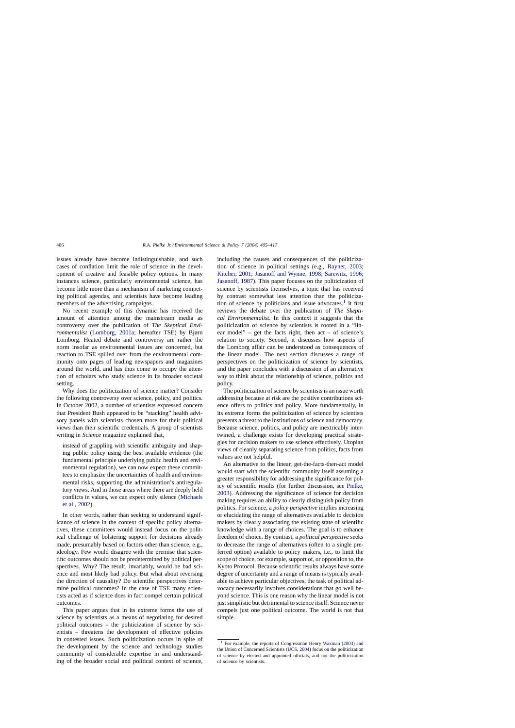issues already have become indistinguishable, and such cases of conflation limit the role of science in the development of creative and feasible policy options. In many instances science, particularly environmental science, has become little more than a mechanism of marketing competing political agendas, and scientists have become leading members of the advertising campaigns.

No recent example of this dynamic has received the amount of attention among the mainstream media as controversy over the publication of *The Skeptical Environmentalist* (Lomborg, 2001a; hereafter TSE) by Bjørn Lomborg. Heated debate and controversy are rather the norm insofar as environmental issues are concerned, but reaction to TSE spilled over from the environmental community onto pages of leading newspapers and magazines around the world, and has thus come to occupy the attention of scholars who study science in its broader societal setting.

Why does the politicization of science matter? Consider the following controversy over science, policy, and politics. In October 2002, a number of scientists expressed concern that President Bush appeared to be "stacking" health advisory panels with scientists chosen more for their political views than their scientific credentials. A group of scientists writing in *Science* magazine explained that,

> instead of grappling with scientific ambiguity and shaping public policy using the best available evidence (the fundamental principle underlying public health and environmental regulation), we can now expect these committees to emphasize the uncertainties of health and environmental risks, supporting the administration's antiregulatory views. And in those areas where there are deeply held conflicts in values, we can expect only silence (Michaels et al., 2002).

In other words, rather than seeking to understand significance of science in the context of specific policy alternatives, these committees would instead focus on the political challenge of bolstering support for decisions already made, presumably based on factors other than science, e.g., ideology. Few would disagree with the premise that scientific outcomes should not be predetermined by political perspectives. Why? The result, invariably, would be bad science and most likely bad policy. But what about reversing the direction of causality? Do scientific perspectives determine political outcomes? In the case of TSE many scientists acted as if science does in fact compel certain political outcomes.

This paper argues that in its extreme forms the use of science by scientists as a means of negotiating for desired political outcomes – the politicization of science by scientists – threatens the development of effective policies in contested issues. Such politicization occurs in spite of the development by the science and technology studies community of considerable expertise in and understanding of the broader social and political context of science, including the causes and consequences of the politicization of science in political settings (e.g., Rayner, 2003; Kitcher, 2001; Jasanoff and Wynne, 1998; Sarewitz, 1996; Jasanoff, 1987). This paper focuses on the politicization of science by scientists themselves, a topic that has received by contrast somewhat less attention than the politicization of science by politicians and issue advocates.[1] It first reviews the debate over the publication of *The Skeptical Environmentalist*. In this context it suggests that the politicization of science by scientists is rooted in a "linear model" – get the facts right, then act – of science's relation to society. Second, it discusses how aspects of the Lomborg affair can be understood as consequences of the linear model. The next section discusses a range of perspectives on the politicization of science by scientists, and the paper concludes with a discussion of an alternative way to think about the relationship of science, politics and policy.

The politicization of science by scientists is an issue worth addressing because at risk are the positive contributions science offers to politics and policy. More fundamentally, in its extreme forms the politicization of science by scientists presents a threat to the institutions of science and democracy. Because science, politics, and policy are inextricably intertwined, a challenge exists for developing practical strategies for decision makers to use science effectively. Utopian views of cleanly separating science from politics, facts from values are not helpful.

An alternative to the linear, get-the-facts-then-act model would start with the scientific community itself assuming a greater responsibility for addressing the significance for policy of scientific results (for further discussion, see Pielke, 2003). Addressing the significance of science for decision making requires an ability to clearly distinguish policy from politics. For science, a *policy perspective* implies increasing or elucidating the range of alternatives available to decision makers by clearly associating the existing state of scientific knowledge with a range of choices. The goal is to enhance freedom of choice. By contrast, a *political perspective* seeks to decrease the range of alternatives (often to a single preferred option) available to policy makers, i.e., to limit the scope of choice, for example, support of, or opposition to, the Kyoto Protocol. Because scientific results always have some degree of uncertainty and a range of means is typically available to achieve particular objectives, the task of political advocacy necessarily involves considerations that go well beyond science. This is one reason why the linear model is not just simplistic but detrimental to science itself. Science never compels just one political outcome. The world is not that simple.

[1] For example, the reports of Congressman Henry Waxman (2003) and the Union of Concerned Scientists (UCS, 2004) focus on the politicization of science by elected and appointed officials, and not the politicization of science by scientists.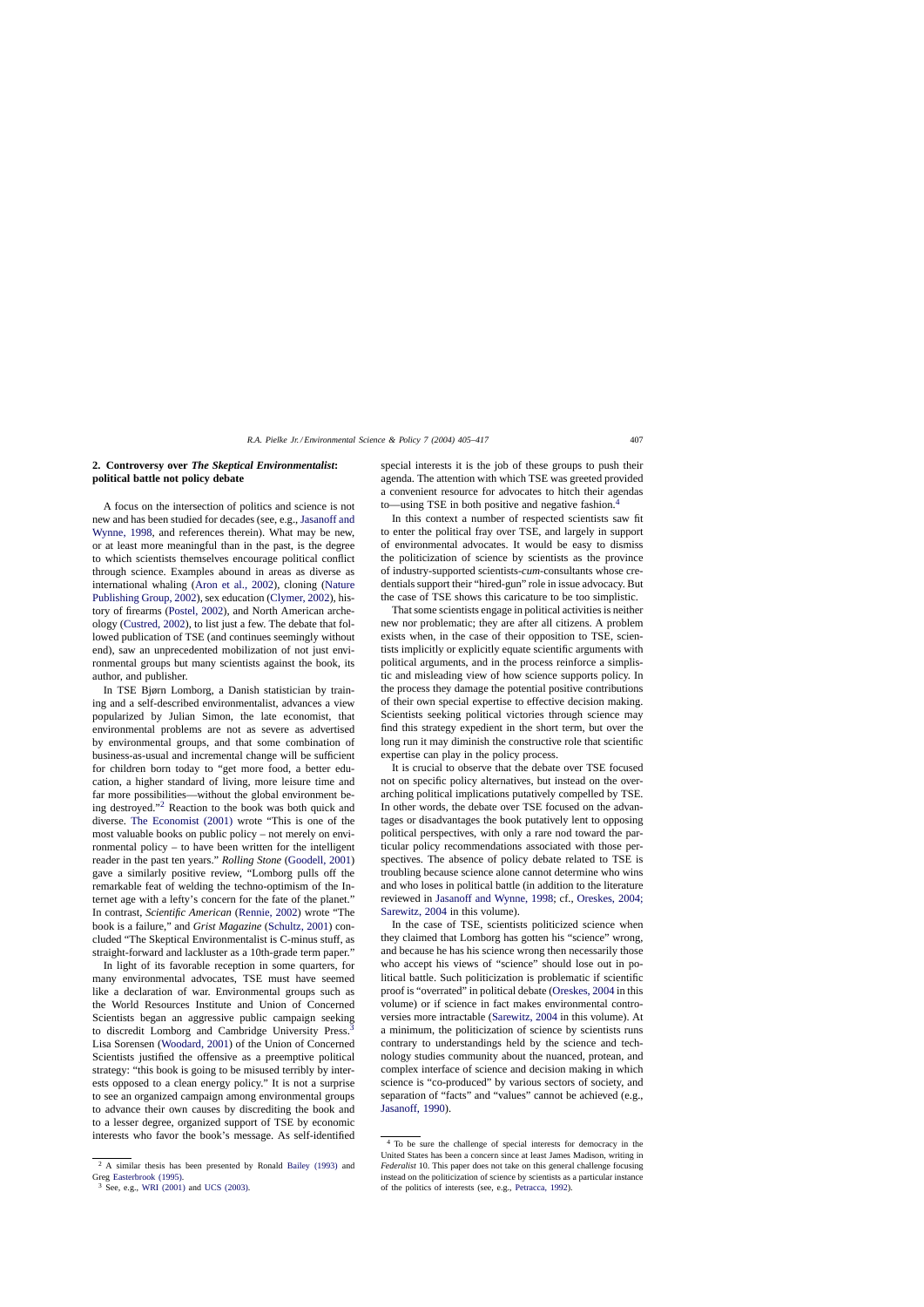## 2. Controversy over *The Skeptical Environmentalist*: political battle not policy debate

A focus on the intersection of politics and science is not new and has been studied for decades (see, e.g., Jasanoff and Wynne, 1998, and references therein). What may be new, or at least more meaningful than in the past, is the degree to which scientists themselves encourage political conflict through science. Examples abound in areas as diverse as international whaling (Aron et al., 2002), cloning (Nature Publishing Group, 2002), sex education (Clymer, 2002), history of firearms (Postel, 2002), and North American archeology (Custred, 2002), to list just a few. The debate that followed publication of TSE (and continues seemingly without end), saw an unprecedented mobilization of not just environmental groups but many scientists against the book, its author, and publisher.

In TSE Bjørn Lomborg, a Danish statistician by training and a self-described environmentalist, advances a view popularized by Julian Simon, the late economist, that environmental problems are not as severe as advertised by environmental groups, and that some combination of business-as-usual and incremental change will be sufficient for children born today to "get more food, a better education, a higher standard of living, more leisure time and far more possibilities—without the global environment being destroyed."[2] Reaction to the book was both quick and diverse. The Economist (2001) wrote "This is one of the most valuable books on public policy – not merely on environmental policy – to have been written for the intelligent reader in the past ten years." *Rolling Stone* (Goodell, 2001) gave a similarly positive review, "Lomborg pulls off the remarkable feat of welding the techno-optimism of the Internet age with a lefty's concern for the fate of the planet." In contrast, *Scientific American* (Rennie, 2002) wrote "The book is a failure," and *Grist Magazine* (Schultz, 2001) concluded "The Skeptical Environmentalist is C-minus stuff, as straight-forward and lackluster as a 10th-grade term paper."

In light of its favorable reception in some quarters, for many environmental advocates, TSE must have seemed like a declaration of war. Environmental groups such as the World Resources Institute and Union of Concerned Scientists began an aggressive public campaign seeking to discredit Lomborg and Cambridge University Press.[3] Lisa Sorensen (Woodard, 2001) of the Union of Concerned Scientists justified the offensive as a preemptive political strategy: "this book is going to be misused terribly by interests opposed to a clean energy policy." It is not a surprise to see an organized campaign among environmental groups to advance their own causes by discrediting the book and to a lesser degree, organized support of TSE by economic interests who favor the book's message. As self-identified special interests it is the job of these groups to push their agenda. The attention with which TSE was greeted provided a convenient resource for advocates to hitch their agendas to—using TSE in both positive and negative fashion.[4]

In this context a number of respected scientists saw fit to enter the political fray over TSE, and largely in support of environmental advocates. It would be easy to dismiss the politicization of science by scientists as the province of industry-supported scientists-*cum*-consultants whose credentials support their "hired-gun" role in issue advocacy. But the case of TSE shows this caricature to be too simplistic.

That some scientists engage in political activities is neither new nor problematic; they are after all citizens. A problem exists when, in the case of their opposition to TSE, scientists implicitly or explicitly equate scientific arguments with political arguments, and in the process reinforce a simplistic and misleading view of how science supports policy. In the process they damage the potential positive contributions of their own special expertise to effective decision making. Scientists seeking political victories through science may find this strategy expedient in the short term, but over the long run it may diminish the constructive role that scientific expertise can play in the policy process.

It is crucial to observe that the debate over TSE focused not on specific policy alternatives, but instead on the overarching political implications putatively compelled by TSE. In other words, the debate over TSE focused on the advantages or disadvantages the book putatively lent to opposing political perspectives, with only a rare nod toward the particular policy recommendations associated with those perspectives. The absence of policy debate related to TSE is troubling because science alone cannot determine who wins and who loses in political battle (in addition to the literature reviewed in Jasanoff and Wynne, 1998; cf., Oreskes, 2004; Sarewitz, 2004 in this volume).

In the case of TSE, scientists politicized science when they claimed that Lomborg has gotten his "science" wrong, and because he has his science wrong then necessarily those who accept his views of "science" should lose out in political battle. Such politicization is problematic if scientific proof is "overrated" in political debate (Oreskes, 2004 in this volume) or if science in fact makes environmental controversies more intractable (Sarewitz, 2004 in this volume). At a minimum, the politicization of science by scientists runs contrary to understandings held by the science and technology studies community about the nuanced, protean, and complex interface of science and decision making in which science is "co-produced" by various sectors of society, and separation of "facts" and "values" cannot be achieved (e.g., Jasanoff, 1990).

---

[2] A similar thesis has been presented by Ronald Bailey (1993) and Greg Easterbrook (1995).

[3] See, e.g., WRI (2001) and UCS (2003).

[4] To be sure the challenge of special interests for democracy in the United States has been a concern since at least James Madison, writing in *Federalist* 10. This paper does not take on this general challenge focusing instead on the politicization of science by scientists as a particular instance of the politics of interests (see, e.g., Petracca, 1992).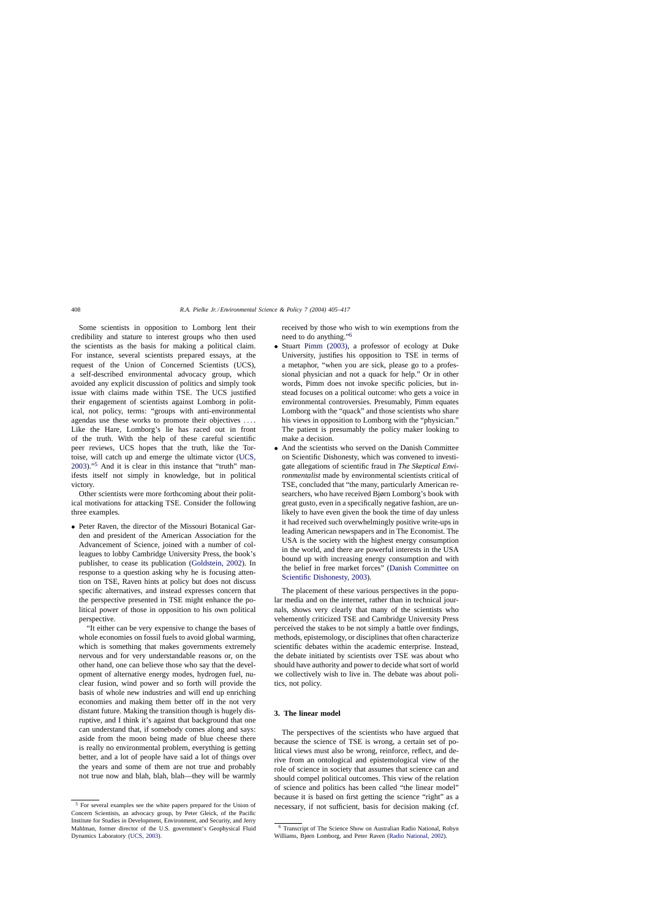Some scientists in opposition to Lomborg lent their credibility and stature to interest groups who then used the scientists as the basis for making a political claim. For instance, several scientists prepared essays, at the request of the Union of Concerned Scientists (UCS), a self-described environmental advocacy group, which avoided any explicit discussion of politics and simply took issue with claims made within TSE. The UCS justified their engagement of scientists against Lomborg in political, not policy, terms: "groups with anti-environmental agendas use these works to promote their objectives .... Like the Hare, Lomborg's lie has raced out in front of the truth. With the help of these careful scientific peer reviews, UCS hopes that the truth, like the Tortoise, will catch up and emerge the ultimate victor (UCS, 2003)."[5] And it is clear in this instance that "truth" manifests itself not simply in knowledge, but in political victory.

Other scientists were more forthcoming about their political motivations for attacking TSE. Consider the following three examples.

- Peter Raven, the director of the Missouri Botanical Garden and president of the American Association for the Advancement of Science, joined with a number of colleagues to lobby Cambridge University Press, the book's publisher, to cease its publication (Goldstein, 2002). In response to a question asking why he is focusing attention on TSE, Raven hints at policy but does not discuss specific alternatives, and instead expresses concern that the perspective presented in TSE might enhance the political power of those in opposition to his own political perspective.

  "It either can be very expensive to change the bases of whole economies on fossil fuels to avoid global warming, which is something that makes governments extremely nervous and for very understandable reasons or, on the other hand, one can believe those who say that the development of alternative energy modes, hydrogen fuel, nuclear fusion, wind power and so forth will provide the basis of whole new industries and will end up enriching economies and making them better off in the not very distant future. Making the transition though is hugely disruptive, and I think it's against that background that one can understand that, if somebody comes along and says: aside from the moon being made of blue cheese there is really no environmental problem, everything is getting better, and a lot of people have said a lot of things over the years and some of them are not true and probably not true now and blah, blah, blah—they will be warmly received by those who wish to win exemptions from the need to do anything."[6]

- Stuart Pimm (2003), a professor of ecology at Duke University, justifies his opposition to TSE in terms of a metaphor, "when you are sick, please go to a professional physician and not a quack for help." Or in other words, Pimm does not invoke specific policies, but instead focuses on a political outcome: who gets a voice in environmental controversies. Presumably, Pimm equates Lomborg with the "quack" and those scientists who share his views in opposition to Lomborg with the "physician." The patient is presumably the policy maker looking to make a decision.

- And the scientists who served on the Danish Committee on Scientific Dishonesty, which was convened to investigate allegations of scientific fraud in *The Skeptical Environmentalist* made by environmental scientists critical of TSE, concluded that "the many, particularly American researchers, who have received Bjørn Lomborg's book with great gusto, even in a specifically negative fashion, are unlikely to have even given the book the time of day unless it had received such overwhelmingly positive write-ups in leading American newspapers and in The Economist. The USA is the society with the highest energy consumption in the world, and there are powerful interests in the USA bound up with increasing energy consumption and with the belief in free market forces" (Danish Committee on Scientific Dishonesty, 2003).

The placement of these various perspectives in the popular media and on the internet, rather than in technical journals, shows very clearly that many of the scientists who vehemently criticized TSE and Cambridge University Press perceived the stakes to be not simply a battle over findings, methods, epistemology, or disciplines that often characterize scientific debates within the academic enterprise. Instead, the debate initiated by scientists over TSE was about who should have authority and power to decide what sort of world we collectively wish to live in. The debate was about politics, not policy.

## 3. The linear model

The perspectives of the scientists who have argued that because the science of TSE is wrong, a certain set of political views must also be wrong, reinforce, reflect, and derive from an ontological and epistemological view of the role of science in society that assumes that science can and should compel political outcomes. This view of the relation of science and politics has been called "the linear model" because it is based on first getting the science "right" as a necessary, if not sufficient, basis for decision making (cf.

---

[5] For several examples see the white papers prepared for the Union of Concern Scientists, an advocacy group, by Peter Gleick, of the Pacific Institute for Studies in Development, Environment, and Security, and Jerry Mahlman, former director of the U.S. government's Geophysical Fluid Dynamics Laboratory (UCS, 2003).

[6] Transcript of The Science Show on Australian Radio National, Robyn Williams, Bjørn Lomborg, and Peter Raven (Radio National, 2002).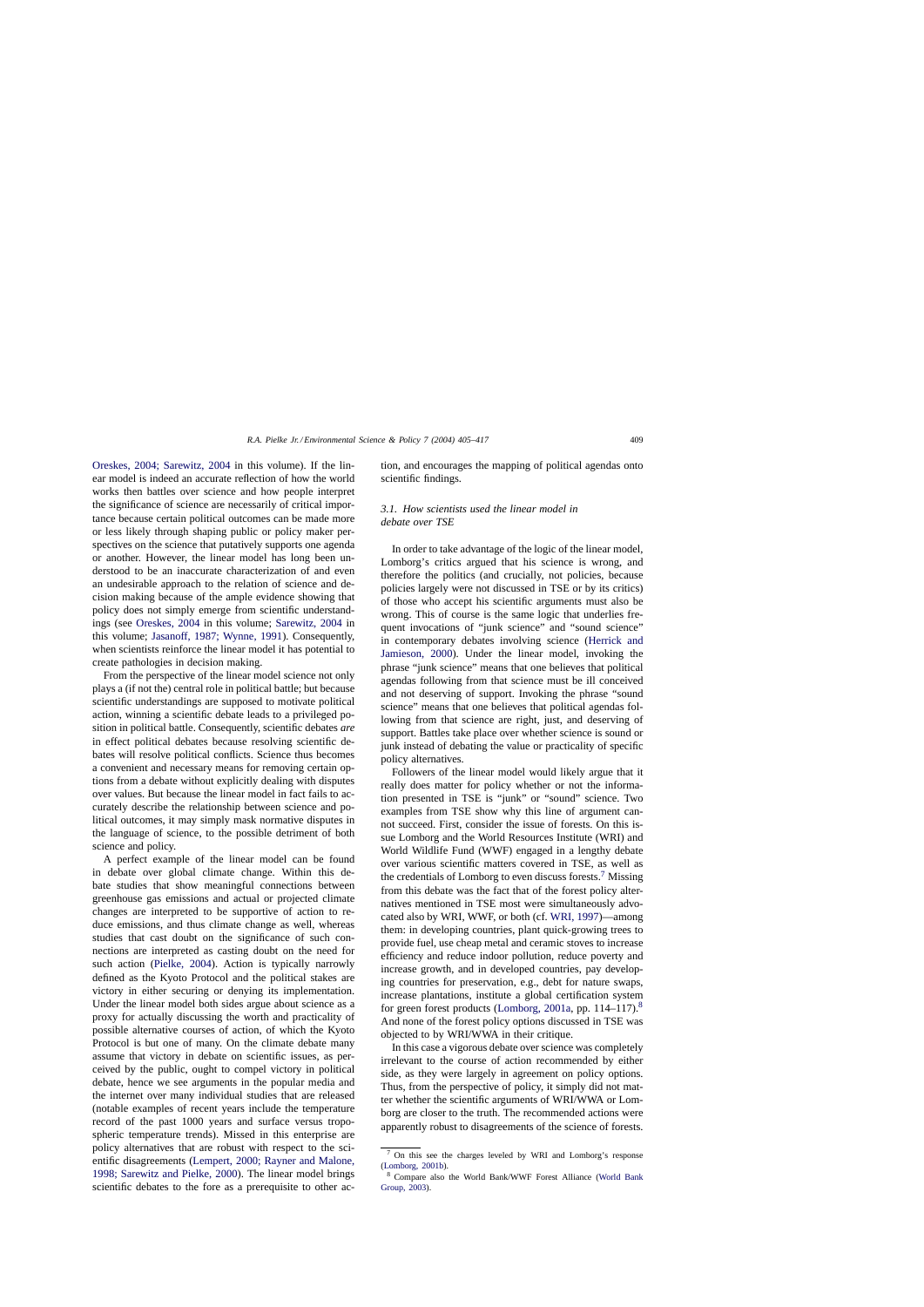Oreskes, 2004; Sarewitz, 2004 in this volume). If the linear model is indeed an accurate reflection of how the world works then battles over science and how people interpret the significance of science are necessarily of critical importance because certain political outcomes can be made more or less likely through shaping public or policy maker perspectives on the science that putatively supports one agenda or another. However, the linear model has long been understood to be an inaccurate characterization of and even an undesirable approach to the relation of science and decision making because of the ample evidence showing that policy does not simply emerge from scientific understandings (see Oreskes, 2004 in this volume; Sarewitz, 2004 in this volume; Jasanoff, 1987; Wynne, 1991). Consequently, when scientists reinforce the linear model it has potential to create pathologies in decision making.

From the perspective of the linear model science not only plays a (if not the) central role in political battle; but because scientific understandings are supposed to motivate political action, winning a scientific debate leads to a privileged position in political battle. Consequently, scientific debates *are* in effect political debates because resolving scientific debates will resolve political conflicts. Science thus becomes a convenient and necessary means for removing certain options from a debate without explicitly dealing with disputes over values. But because the linear model in fact fails to accurately describe the relationship between science and political outcomes, it may simply mask normative disputes in the language of science, to the possible detriment of both science and policy.

A perfect example of the linear model can be found in debate over global climate change. Within this debate studies that show meaningful connections between greenhouse gas emissions and actual or projected climate changes are interpreted to be supportive of action to reduce emissions, and thus climate change as well, whereas studies that cast doubt on the significance of such connections are interpreted as casting doubt on the need for such action (Pielke, 2004). Action is typically narrowly defined as the Kyoto Protocol and the political stakes are victory in either securing or denying its implementation. Under the linear model both sides argue about science as a proxy for actually discussing the worth and practicality of possible alternative courses of action, of which the Kyoto Protocol is but one of many. On the climate debate many assume that victory in debate on scientific issues, as perceived by the public, ought to compel victory in political debate, hence we see arguments in the popular media and the internet over many individual studies that are released (notable examples of recent years include the temperature record of the past 1000 years and surface versus tropospheric temperature trends). Missed in this enterprise are policy alternatives that are robust with respect to the scientific disagreements (Lempert, 2000; Rayner and Malone, 1998; Sarewitz and Pielke, 2000). The linear model brings scientific debates to the fore as a prerequisite to other action, and encourages the mapping of political agendas onto scientific findings.

### 3.1. How scientists used the linear model in debate over TSE

In order to take advantage of the logic of the linear model, Lomborg's critics argued that his science is wrong, and therefore the politics (and crucially, not policies, because policies largely were not discussed in TSE or by its critics) of those who accept his scientific arguments must also be wrong. This of course is the same logic that underlies frequent invocations of "junk science" and "sound science" in contemporary debates involving science (Herrick and Jamieson, 2000). Under the linear model, invoking the phrase "junk science" means that one believes that political agendas following from that science must be ill conceived and not deserving of support. Invoking the phrase "sound science" means that one believes that political agendas following from that science are right, just, and deserving of support. Battles take place over whether science is sound or junk instead of debating the value or practicality of specific policy alternatives.

Followers of the linear model would likely argue that it really does matter for policy whether or not the information presented in TSE is "junk" or "sound" science. Two examples from TSE show why this line of argument cannot succeed. First, consider the issue of forests. On this issue Lomborg and the World Resources Institute (WRI) and World Wildlife Fund (WWF) engaged in a lengthy debate over various scientific matters covered in TSE, as well as the credentials of Lomborg to even discuss forests.[7] Missing from this debate was the fact that of the forest policy alternatives mentioned in TSE most were simultaneously advocated also by WRI, WWF, or both (cf. WRI, 1997)—among them: in developing countries, plant quick-growing trees to provide fuel, use cheap metal and ceramic stoves to increase efficiency and reduce indoor pollution, reduce poverty and increase growth, and in developed countries, pay developing countries for preservation, e.g., debt for nature swaps, increase plantations, institute a global certification system for green forest products (Lomborg, 2001a, pp. 114–117).[8] And none of the forest policy options discussed in TSE was objected to by WRI/WWA in their critique.

In this case a vigorous debate over science was completely irrelevant to the course of action recommended by either side, as they were largely in agreement on policy options. Thus, from the perspective of policy, it simply did not matter whether the scientific arguments of WRI/WWA or Lomborg are closer to the truth. The recommended actions were apparently robust to disagreements of the science of forests.

[7] On this see the charges leveled by WRI and Lomborg's response (Lomborg, 2001b).

[8] Compare also the World Bank/WWF Forest Alliance (World Bank Group, 2003).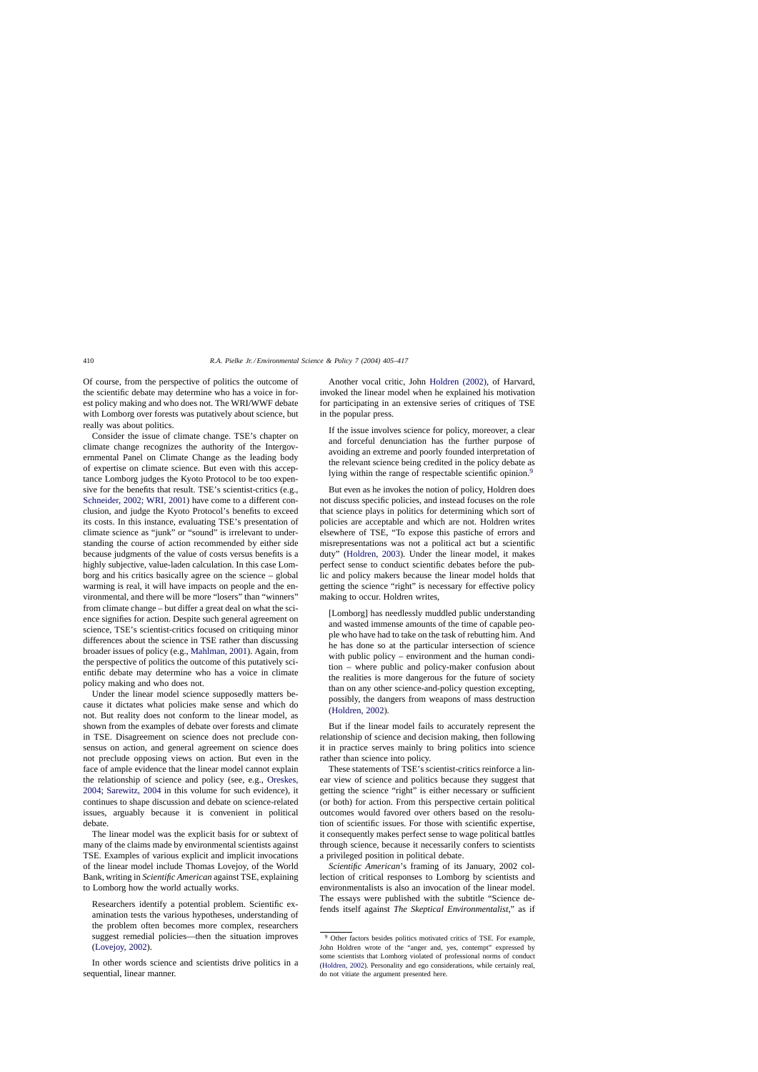Of course, from the perspective of politics the outcome of the scientific debate may determine who has a voice in forest policy making and who does not. The WRI/WWF debate with Lomborg over forests was putatively about science, but really was about politics.

Consider the issue of climate change. TSE's chapter on climate change recognizes the authority of the Intergovernmental Panel on Climate Change as the leading body of expertise on climate science. But even with this acceptance Lomborg judges the Kyoto Protocol to be too expensive for the benefits that result. TSE's scientist-critics (e.g., Schneider, 2002; WRI, 2001) have come to a different conclusion, and judge the Kyoto Protocol's benefits to exceed its costs. In this instance, evaluating TSE's presentation of climate science as "junk" or "sound" is irrelevant to understanding the course of action recommended by either side because judgments of the value of costs versus benefits is a highly subjective, value-laden calculation. In this case Lomborg and his critics basically agree on the science – global warming is real, it will have impacts on people and the environmental, and there will be more "losers" than "winners" from climate change – but differ a great deal on what the science signifies for action. Despite such general agreement on science, TSE's scientist-critics focused on critiquing minor differences about the science in TSE rather than discussing broader issues of policy (e.g., Mahlman, 2001). Again, from the perspective of politics the outcome of this putatively scientific debate may determine who has a voice in climate policy making and who does not.

Under the linear model science supposedly matters because it dictates what policies make sense and which do not. But reality does not conform to the linear model, as shown from the examples of debate over forests and climate in TSE. Disagreement on science does not preclude consensus on action, and general agreement on science does not preclude opposing views on action. But even in the face of ample evidence that the linear model cannot explain the relationship of science and policy (see, e.g., Oreskes, 2004; Sarewitz, 2004 in this volume for such evidence), it continues to shape discussion and debate on science-related issues, arguably because it is convenient in political debate.

The linear model was the explicit basis for or subtext of many of the claims made by environmental scientists against TSE. Examples of various explicit and implicit invocations of the linear model include Thomas Lovejoy, of the World Bank, writing in *Scientific American* against TSE, explaining to Lomborg how the world actually works.

> Researchers identify a potential problem. Scientific examination tests the various hypotheses, understanding of the problem often becomes more complex, researchers suggest remedial policies—then the situation improves (Lovejoy, 2002).

In other words science and scientists drive politics in a sequential, linear manner.

Another vocal critic, John Holdren (2002), of Harvard, invoked the linear model when he explained his motivation for participating in an extensive series of critiques of TSE in the popular press.

> If the issue involves science for policy, moreover, a clear and forceful denunciation has the further purpose of avoiding an extreme and poorly founded interpretation of the relevant science being credited in the policy debate as lying within the range of respectable scientific opinion.[9]

But even as he invokes the notion of policy, Holdren does not discuss specific policies, and instead focuses on the role that science plays in politics for determining which sort of policies are acceptable and which are not. Holdren writes elsewhere of TSE, "To expose this pastiche of errors and misrepresentations was not a political act but a scientific duty" (Holdren, 2003). Under the linear model, it makes perfect sense to conduct scientific debates before the public and policy makers because the linear model holds that getting the science "right" is necessary for effective policy making to occur. Holdren writes,

> [Lomborg] has needlessly muddled public understanding and wasted immense amounts of the time of capable people who have had to take on the task of rebutting him. And he has done so at the particular intersection of science with public policy – environment and the human condition – where public and policy-maker confusion about the realities is more dangerous for the future of society than on any other science-and-policy question excepting, possibly, the dangers from weapons of mass destruction (Holdren, 2002).

But if the linear model fails to accurately represent the relationship of science and decision making, then following it in practice serves mainly to bring politics into science rather than science into policy.

These statements of TSE's scientist-critics reinforce a linear view of science and politics because they suggest that getting the science "right" is either necessary or sufficient (or both) for action. From this perspective certain political outcomes would favored over others based on the resolution of scientific issues. For those with scientific expertise, it consequently makes perfect sense to wage political battles through science, because it necessarily confers to scientists a privileged position in political debate.

*Scientific American*'s framing of its January, 2002 collection of critical responses to Lomborg by scientists and environmentalists is also an invocation of the linear model. The essays were published with the subtitle "Science defends itself against *The Skeptical Environmentalist*," as if

[9] Other factors besides politics motivated critics of TSE. For example, John Holdren wrote of the "anger and, yes, contempt" expressed by some scientists that Lomborg violated of professional norms of conduct (Holdren, 2002). Personality and ego considerations, while certainly real, do not vitiate the argument presented here.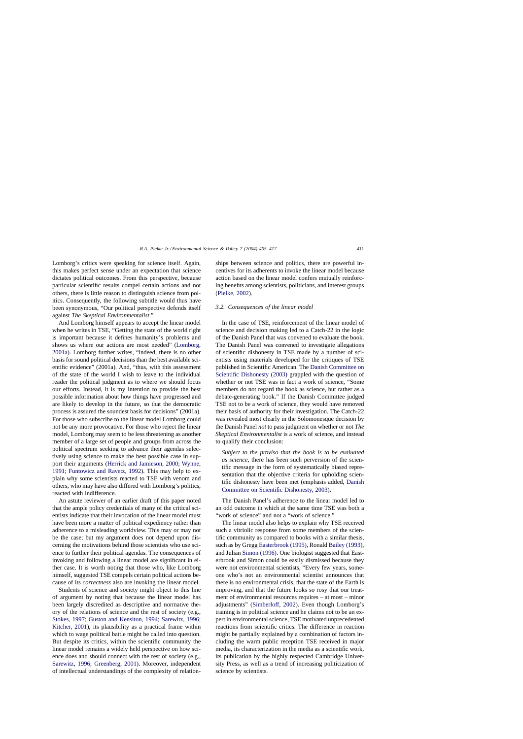Lomborg's critics were speaking for science itself. Again, this makes perfect sense under an expectation that science dictates political outcomes. From this perspective, because particular scientific results compel certain actions and not others, there is little reason to distinguish science from politics. Consequently, the following subtitle would thus have been synonymous, "Our political perspective defends itself against *The Skeptical Environmentalist*."

And Lomborg himself appears to accept the linear model when he writes in TSE, "Getting the state of the world right is important because it defines humanity's problems and shows us where our actions are most needed" (Lomborg, 2001a). Lomborg further writes, "indeed, there is no other basis for sound political decisions than the best available scientific evidence" (2001a). And, "thus, with this assessment of the state of the world I wish to leave to the individual reader the political judgment as to where we should focus our efforts. Instead, it is my intention to provide the best possible information about how things have progressed and are likely to develop in the future, so that the democratic process is assured the soundest basis for decisions" (2001a). For those who subscribe to the linear model Lomborg could not be any more provocative. For those who reject the linear model, Lomborg may seem to be less threatening as another member of a large set of people and groups from across the political spectrum seeking to advance their agendas selectively using science to make the best possible case in support their arguments (Herrick and Jamieson, 2000; Wynne, 1991; Funtowicz and Ravetz, 1992). This may help to explain why some scientists reacted to TSE with venom and others, who may have also differed with Lomborg's politics, reacted with indifference.

An astute reviewer of an earlier draft of this paper noted that the ample policy credentials of many of the critical scientists indicate that their invocation of the linear model must have been more a matter of political expediency rather than adherence to a misleading worldview. This may or may not be the case; but my argument does not depend upon discerning the motivations behind those scientists who use science to further their political agendas. The consequences of invoking and following a linear model are significant in either case. It is worth noting that those who, like Lomborg himself, suggested TSE compels certain political actions because of its *correctness* also are invoking the linear model.

Students of science and society might object to this line of argument by noting that because the linear model has been largely discredited as descriptive and normative theory of the relations of science and the rest of society (e.g., Stokes, 1997; Guston and Kensiton, 1994; Sarewitz, 1996; Kitcher, 2001), its plausibility as a practical frame within which to wage political battle might be called into question. But despite its critics, within the scientific community the linear model remains a widely held perspective on how science does and should connect with the rest of society (e.g., Sarewitz, 1996; Greenberg, 2001). Moreover, independent of intellectual understandings of the complexity of relationships between science and politics, there are powerful incentives for its adherents to invoke the linear model because action based on the linear model confers mutually reinforcing benefits among scientists, politicians, and interest groups (Pielke, 2002).

### 3.2. Consequences of the linear model

In the case of TSE, reinforcement of the linear model of science and decision making led to a Catch-22 in the logic of the Danish Panel that was convened to evaluate the book. The Danish Panel was convened to investigate allegations of scientific dishonesty in TSE made by a number of scientists using materials developed for the critiques of TSE published in Scientific American. The Danish Committee on Scientific Dishonesty (2003) grappled with the question of whether or not TSE was in fact a work of science, "Some members do not regard the book as science, but rather as a debate-generating book." If the Danish Committee judged TSE not to be a work of science, they would have removed their basis of authority for their investigation. The Catch-22 was revealed most clearly in the Solomonesque decision by the Danish Panel *not* to pass judgment on whether or not *The Skeptical Environmentalist* is a work of science, and instead to qualify their conclusion:

> *Subject to the proviso that the book is to be evaluated as science*, there has been such perversion of the scientific message in the form of systematically biased representation that the objective criteria for upholding scientific dishonesty have been met (emphasis added, Danish Committee on Scientific Dishonesty, 2003).

The Danish Panel's adherence to the linear model led to an odd outcome in which at the same time TSE was both a "work of science" and not a "work of science."

The linear model also helps to explain why TSE received such a vitriolic response from some members of the scientific community as compared to books with a similar thesis, such as by Gregg Easterbrook (1995), Ronald Bailey (1993), and Julian Simon (1996). One biologist suggested that Easterbrook and Simon could be easily dismissed because they were not environmental scientists, "Every few years, someone who's not an environmental scientist announces that there is no environmental crisis, that the state of the Earth is improving, and that the future looks so rosy that our treatment of environmental resources requires – at most – minor adjustments" (Simberloff, 2002). Even though Lomborg's training is in political science and he claims not to be an expert in environmental science, TSE motivated unprecedented reactions from scientific critics. The difference in reaction might be partially explained by a combination of factors including the warm public reception TSE received in major media, its characterization in the media as a scientific work, its publication by the highly respected Cambridge University Press, as well as a trend of increasing politicization of science by scientists.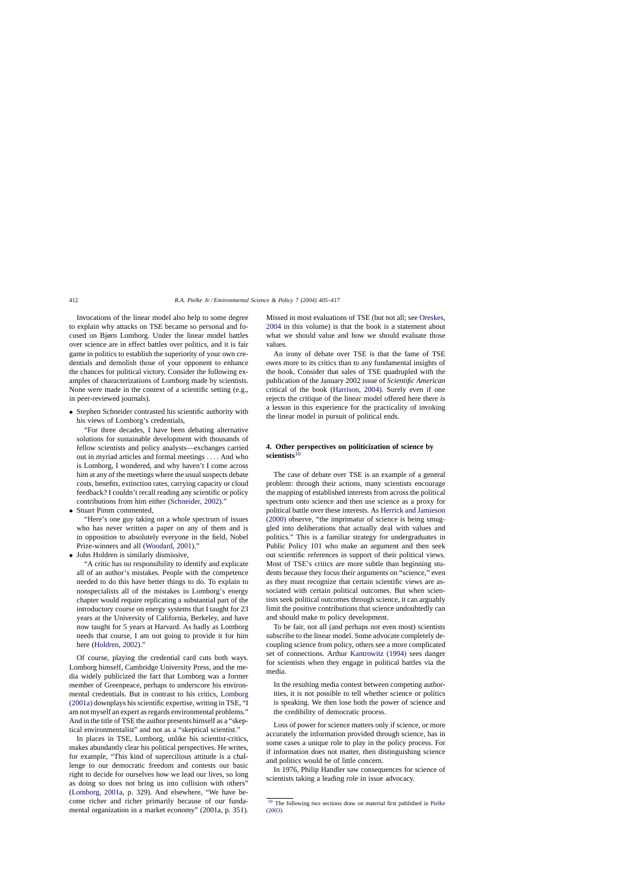Invocations of the linear model also help to some degree to explain why attacks on TSE became so personal and focused on Bjørn Lomborg. Under the linear model battles over science are in effect battles over politics, and it is fair game in politics to establish the superiority of your own credentials and demolish those of your opponent to enhance the chances for political victory. Consider the following examples of characterizations of Lomborg made by scientists. None were made in the context of a scientific setting (e.g., in peer-reviewed journals).

- Stephen Schneider contrasted his scientific authority with his views of Lomborg's credentials,

  "For three decades, I have been debating alternative solutions for sustainable development with thousands of fellow scientists and policy analysts—exchanges carried out in myriad articles and formal meetings .... And who is Lomborg, I wondered, and why haven't I come across him at any of the meetings where the usual suspects debate costs, benefits, extinction rates, carrying capacity or cloud feedback? I couldn't recall reading any scientific or policy contributions from him either (Schneider, 2002)."

- Stuart Pimm commented,

  "Here's one guy taking on a whole spectrum of issues who has never written a paper on any of them and is in opposition to absolutely everyone in the field, Nobel Prize-winners and all (Woodard, 2001)."

- John Holdren is similarly dismissive,

  "A critic has no responsibility to identify and explicate all of an author's mistakes. People with the competence needed to do this have better things to do. To explain to nonspecialists all of the mistakes in Lomborg's energy chapter would require replicating a substantial part of the introductory course on energy systems that I taught for 23 years at the University of California, Berkeley, and have now taught for 5 years at Harvard. As badly as Lomborg needs that course, I am not going to provide it for him here (Holdren, 2002)."

Of course, playing the credential card cuts both ways. Lomborg himself, Cambridge University Press, and the media widely publicized the fact that Lomborg was a former member of Greenpeace, perhaps to underscore his environmental credentials. But in contrast to his critics, Lomborg (2001a) downplays his scientific expertise, writing in TSE, "I am not myself an expert as regards environmental problems." And in the title of TSE the author presents himself as a "skeptical environmentalist" and not as a "skeptical scientist."

In places in TSE, Lomborg, unlike his scientist-critics, makes abundantly clear his political perspectives. He writes, for example, "This kind of supercilious attitude is a challenge to our democratic freedom and contests our basic right to decide for ourselves how we lead our lives, so long as doing so does not bring us into collision with others" (Lomborg, 2001a, p. 329). And elsewhere, "We have become richer and richer primarily because of our fundamental organization in a market economy" (2001a, p. 351). Missed in most evaluations of TSE (but not all; see Oreskes, 2004 in this volume) is that the book is a statement about what we should value and how we should evaluate those values.

An irony of debate over TSE is that the fame of TSE owes more to its critics than to any fundamental insights of the book. Consider that sales of TSE quadrupled with the publication of the January 2002 issue of *Scientific American* critical of the book (Harrison, 2004). Surely even if one rejects the critique of the linear model offered here there is a lesson in this experience for the practicality of invoking the linear model in pursuit of political ends.

## 4. Other perspectives on politicization of science by scientists[10]

The case of debate over TSE is an example of a general problem: through their actions, many scientists encourage the mapping of established interests from across the political spectrum onto science and then use science as a proxy for political battle over these interests. As Herrick and Jamieson (2000) observe, "the imprimatur of science is being smuggled into deliberations that actually deal with values and politics." This is a familiar strategy for undergraduates in Public Policy 101 who make an argument and then seek out scientific references in support of their political views. Most of TSE's critics are more subtle than beginning students because they focus their arguments on "science," even as they must recognize that certain scientific views are associated with certain political outcomes. But when scientists seek political outcomes through science, it can arguably limit the positive contributions that science undoubtedly can and should make to policy development.

To be fair, not all (and perhaps not even most) scientists subscribe to the linear model. Some advocate completely decoupling science from policy, others see a more complicated set of connections. Arthur Kantrowitz (1994) sees danger for scientists when they engage in political battles via the media.

> In the resulting media contest between competing authorities, it is not possible to tell whether science or politics is speaking. We then lose both the power of science and the credibility of democratic process.

Loss of power for science matters only if science, or more accurately the information provided through science, has in some cases a unique role to play in the policy process. For if information does not matter, then distinguishing science and politics would be of little concern.

In 1976, Philip Handler saw consequences for science of scientists taking a leading role in issue advocacy.

[10] The following two sections draw on material first published in Pielke (2003).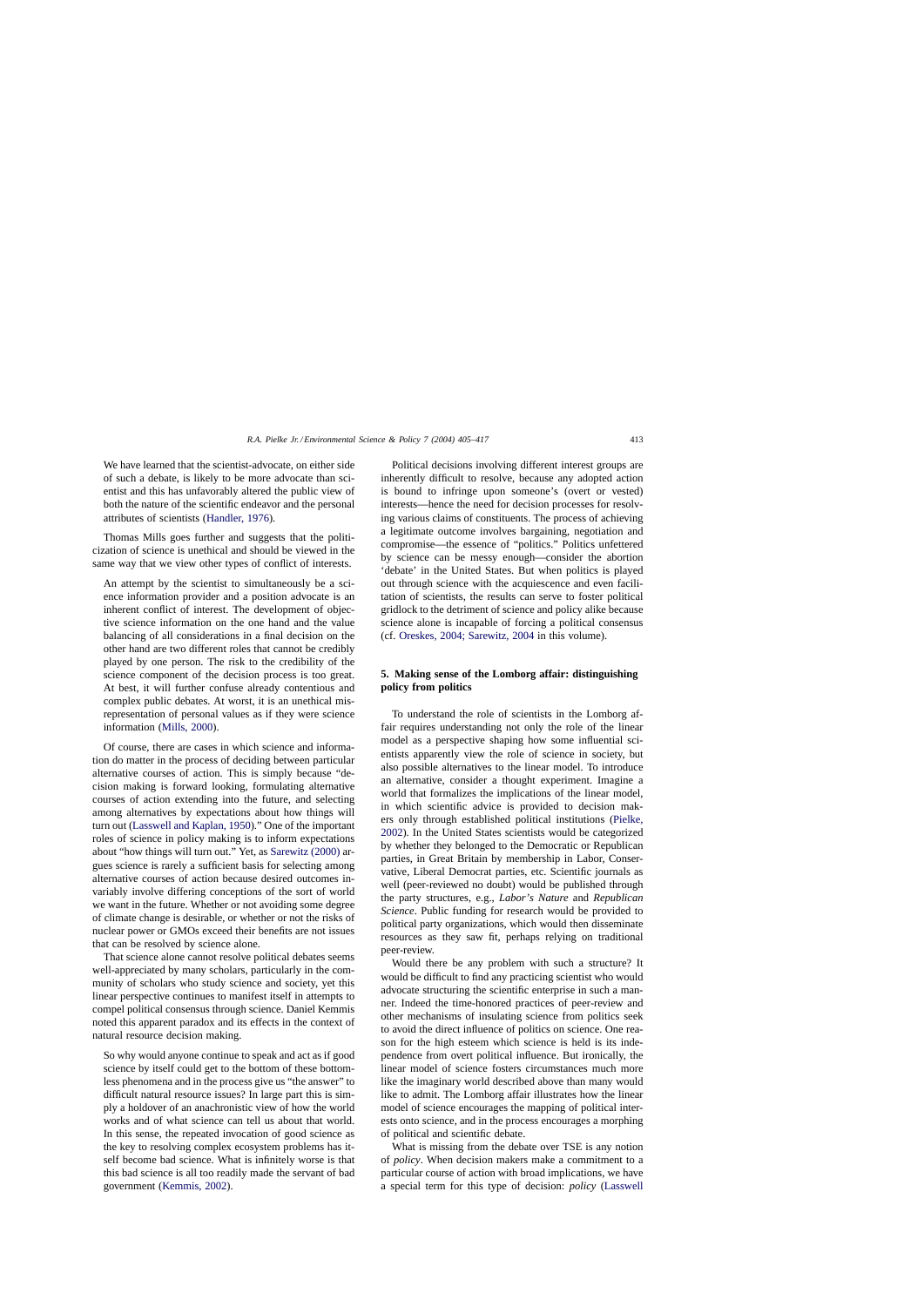We have learned that the scientist-advocate, on either side of such a debate, is likely to be more advocate than scientist and this has unfavorably altered the public view of both the nature of the scientific endeavor and the personal attributes of scientists (Handler, 1976).

Thomas Mills goes further and suggests that the politicization of science is unethical and should be viewed in the same way that we view other types of conflict of interests.

> An attempt by the scientist to simultaneously be a science information provider and a position advocate is an inherent conflict of interest. The development of objective science information on the one hand and the value balancing of all considerations in a final decision on the other hand are two different roles that cannot be credibly played by one person. The risk to the credibility of the science component of the decision process is too great. At best, it will further confuse already contentious and complex public debates. At worst, it is an unethical misrepresentation of personal values as if they were science information (Mills, 2000).

Of course, there are cases in which science and information do matter in the process of deciding between particular alternative courses of action. This is simply because "decision making is forward looking, formulating alternative courses of action extending into the future, and selecting among alternatives by expectations about how things will turn out (Lasswell and Kaplan, 1950)." One of the important roles of science in policy making is to inform expectations about "how things will turn out." Yet, as Sarewitz (2000) argues science is rarely a sufficient basis for selecting among alternative courses of action because desired outcomes invariably involve differing conceptions of the sort of world we want in the future. Whether or not avoiding some degree of climate change is desirable, or whether or not the risks of nuclear power or GMOs exceed their benefits are not issues that can be resolved by science alone.

That science alone cannot resolve political debates seems well-appreciated by many scholars, particularly in the community of scholars who study science and society, yet this linear perspective continues to manifest itself in attempts to compel political consensus through science. Daniel Kemmis noted this apparent paradox and its effects in the context of natural resource decision making.

> So why would anyone continue to speak and act as if good science by itself could get to the bottom of these bottomless phenomena and in the process give us "the answer" to difficult natural resource issues? In large part this is simply a holdover of an anachronistic view of how the world works and of what science can tell us about that world. In this sense, the repeated invocation of good science as the key to resolving complex ecosystem problems has itself become bad science. What is infinitely worse is that this bad science is all too readily made the servant of bad government (Kemmis, 2002).

Political decisions involving different interest groups are inherently difficult to resolve, because any adopted action is bound to infringe upon someone's (overt or vested) interests—hence the need for decision processes for resolving various claims of constituents. The process of achieving a legitimate outcome involves bargaining, negotiation and compromise—the essence of "politics." Politics unfettered by science can be messy enough—consider the abortion 'debate' in the United States. But when politics is played out through science with the acquiescence and even facilitation of scientists, the results can serve to foster political gridlock to the detriment of science and policy alike because science alone is incapable of forcing a political consensus (cf. Oreskes, 2004; Sarewitz, 2004 in this volume).

## 5. Making sense of the Lomborg affair: distinguishing policy from politics

To understand the role of scientists in the Lomborg affair requires understanding not only the role of the linear model as a perspective shaping how some influential scientists apparently view the role of science in society, but also possible alternatives to the linear model. To introduce an alternative, consider a thought experiment. Imagine a world that formalizes the implications of the linear model, in which scientific advice is provided to decision makers only through established political institutions (Pielke, 2002). In the United States scientists would be categorized by whether they belonged to the Democratic or Republican parties, in Great Britain by membership in Labor, Conservative, Liberal Democrat parties, etc. Scientific journals as well (peer-reviewed no doubt) would be published through the party structures, e.g., *Labor's Nature* and *Republican Science*. Public funding for research would be provided to political party organizations, which would then disseminate resources as they saw fit, perhaps relying on traditional peer-review.

Would there be any problem with such a structure? It would be difficult to find any practicing scientist who would advocate structuring the scientific enterprise in such a manner. Indeed the time-honored practices of peer-review and other mechanisms of insulating science from politics seek to avoid the direct influence of politics on science. One reason for the high esteem which science is held is its independence from overt political influence. But ironically, the linear model of science fosters circumstances much more like the imaginary world described above than many would like to admit. The Lomborg affair illustrates how the linear model of science encourages the mapping of political interests onto science, and in the process encourages a morphing of political and scientific debate.

What is missing from the debate over TSE is any notion of *policy*. When decision makers make a commitment to a particular course of action with broad implications, we have a special term for this type of decision: *policy* (Lasswell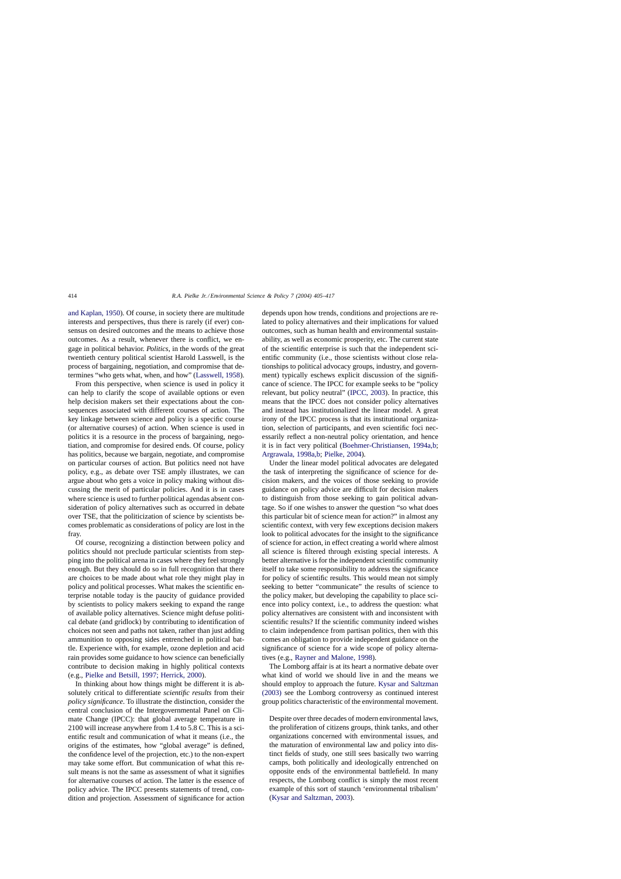and Kaplan, 1950). Of course, in society there are multitude interests and perspectives, thus there is rarely (if ever) consensus on desired outcomes and the means to achieve those outcomes. As a result, whenever there is conflict, we engage in political behavior. *Politics*, in the words of the great twentieth century political scientist Harold Lasswell, is the process of bargaining, negotiation, and compromise that determines "who gets what, when, and how" (Lasswell, 1958).

From this perspective, when science is used in policy it can help to clarify the scope of available options or even help decision makers set their expectations about the consequences associated with different courses of action. The key linkage between science and policy is a specific course (or alternative courses) of action. When science is used in politics it is a resource in the process of bargaining, negotiation, and compromise for desired ends. Of course, policy has politics, because we bargain, negotiate, and compromise on particular courses of action. But politics need not have policy, e.g., as debate over TSE amply illustrates, we can argue about who gets a voice in policy making without discussing the merit of particular policies. And it is in cases where science is used to further political agendas absent consideration of policy alternatives such as occurred in debate over TSE, that the politicization of science by scientists becomes problematic as considerations of policy are lost in the fray.

Of course, recognizing a distinction between policy and politics should not preclude particular scientists from stepping into the political arena in cases where they feel strongly enough. But they should do so in full recognition that there are choices to be made about what role they might play in policy and political processes. What makes the scientific enterprise notable today is the paucity of guidance provided by scientists to policy makers seeking to expand the range of available policy alternatives. Science might defuse political debate (and gridlock) by contributing to identification of choices not seen and paths not taken, rather than just adding ammunition to opposing sides entrenched in political battle. Experience with, for example, ozone depletion and acid rain provides some guidance to how science can beneficially contribute to decision making in highly political contexts (e.g., Pielke and Betsill, 1997; Herrick, 2000).

In thinking about how things might be different it is absolutely critical to differentiate *scientific results* from their *policy significance*. To illustrate the distinction, consider the central conclusion of the Intergovernmental Panel on Climate Change (IPCC): that global average temperature in 2100 will increase anywhere from 1.4 to 5.8 C. This is a scientific result and communication of what it means (i.e., the origins of the estimates, how "global average" is defined, the confidence level of the projection, etc.) to the non-expert may take some effort. But communication of what this result means is not the same as assessment of what it signifies for alternative courses of action. The latter is the essence of policy advice. The IPCC presents statements of trend, condition and projection. Assessment of significance for action depends upon how trends, conditions and projections are related to policy alternatives and their implications for valued outcomes, such as human health and environmental sustainability, as well as economic prosperity, etc. The current state of the scientific enterprise is such that the independent scientific community (i.e., those scientists without close relationships to political advocacy groups, industry, and government) typically eschews explicit discussion of the significance of science. The IPCC for example seeks to be "policy relevant, but policy neutral" (IPCC, 2003). In practice, this means that the IPCC does not consider policy alternatives and instead has institutionalized the linear model. A great irony of the IPCC process is that its institutional organization, selection of participants, and even scientific foci necessarily reflect a non-neutral policy orientation, and hence it is in fact very political (Boehmer-Christiansen, 1994a,b; Argrawala, 1998a,b; Pielke, 2004).

Under the linear model political advocates are delegated the task of interpreting the significance of science for decision makers, and the voices of those seeking to provide guidance on policy advice are difficult for decision makers to distinguish from those seeking to gain political advantage. So if one wishes to answer the question "so what does this particular bit of science mean for action?" in almost any scientific context, with very few exceptions decision makers look to political advocates for the insight to the significance of science for action, in effect creating a world where almost all science is filtered through existing special interests. A better alternative is for the independent scientific community itself to take some responsibility to address the significance for policy of scientific results. This would mean not simply seeking to better "communicate" the results of science to the policy maker, but developing the capability to place science into policy context, i.e., to address the question: what policy alternatives are consistent with and inconsistent with scientific results? If the scientific community indeed wishes to claim independence from partisan politics, then with this comes an obligation to provide independent guidance on the significance of science for a wide scope of policy alternatives (e.g., Rayner and Malone, 1998).

The Lomborg affair is at its heart a normative debate over what kind of world we should live in and the means we should employ to approach the future. Kysar and Saltzman (2003) see the Lomborg controversy as continued interest group politics characteristic of the environmental movement.

> Despite over three decades of modern environmental laws, the proliferation of citizens groups, think tanks, and other organizations concerned with environmental issues, and the maturation of environmental law and policy into distinct fields of study, one still sees basically two warring camps, both politically and ideologically entrenched on opposite ends of the environmental battlefield. In many respects, the Lomborg conflict is simply the most recent example of this sort of staunch 'environmental tribalism' (Kysar and Saltzman, 2003).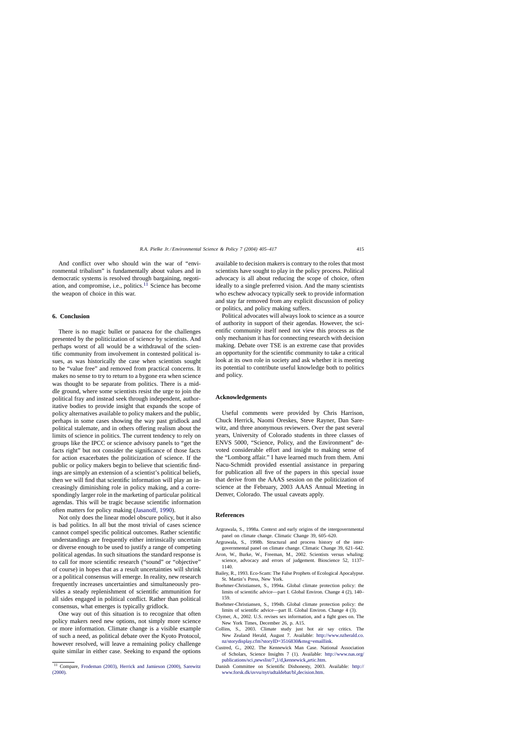And conflict over who should win the war of "environmental tribalism" is fundamentally about values and in democratic systems is resolved through bargaining, negotiation, and compromise, i.e., politics.[11] Science has become the weapon of choice in this war.

## 6. Conclusion

There is no magic bullet or panacea for the challenges presented by the politicization of science by scientists. And perhaps worst of all would be a withdrawal of the scientific community from involvement in contested political issues, as was historically the case when scientists sought to be "value free" and removed from practical concerns. It makes no sense to try to return to a bygone era when science was thought to be separate from politics. There is a middle ground, where some scientists resist the urge to join the political fray and instead seek through independent, authoritative bodies to provide insight that expands the scope of policy alternatives available to policy makers and the public, perhaps in some cases showing the way past gridlock and political stalemate, and in others offering realism about the limits of science in politics. The current tendency to rely on groups like the IPCC or science advisory panels to "get the facts right" but not consider the significance of those facts for action exacerbates the politicization of science. If the public or policy makers begin to believe that scientific findings are simply an extension of a scientist's political beliefs, then we will find that scientific information will play an increasingly diminishing role in policy making, and a correspondingly larger role in the marketing of particular political agendas. This will be tragic because scientific information often matters for policy making (Jasanoff, 1990).

Not only does the linear model obscure policy, but it also is bad politics. In all but the most trivial of cases science cannot compel specific political outcomes. Rather scientific understandings are frequently either intrinsically uncertain or diverse enough to be used to justify a range of competing political agendas. In such situations the standard response is to call for more scientific research ("sound" or "objective" of course) in hopes that as a result uncertainties will shrink or a political consensus will emerge. In reality, new research frequently increases uncertainties and simultaneously provides a steady replenishment of scientific ammunition for all sides engaged in political conflict. Rather than political consensus, what emerges is typically gridlock.

One way out of this situation is to recognize that often policy makers need new options, not simply more science or more information. Climate change is a visible example of such a need, as political debate over the Kyoto Protocol, however resolved, will leave a remaining policy challenge quite similar in either case. Seeking to expand the options available to decision makers is contrary to the roles that most scientists have sought to play in the policy process. Political advocacy is all about reducing the scope of choice, often ideally to a single preferred vision. And the many scientists who eschew advocacy typically seek to provide information and stay far removed from any explicit discussion of policy or politics, and policy making suffers.

Political advocates will always look to science as a source of authority in support of their agendas. However, the scientific community itself need not view this process as the only mechanism it has for connecting research with decision making. Debate over TSE is an extreme case that provides an opportunity for the scientific community to take a critical look at its own role in society and ask whether it is meeting its potential to contribute useful knowledge both to politics and policy.

## Acknowledgements

Useful comments were provided by Chris Harrison, Chuck Herrick, Naomi Oreskes, Steve Rayner, Dan Sarewitz, and three anonymous reviewers. Over the past several years, University of Colorado students in three classes of ENVS 5000, "Science, Policy, and the Environment" devoted considerable effort and insight to making sense of the "Lomborg affair." I have learned much from them. Ami Nacu-Schmidt provided essential assistance in preparing for publication all five of the papers in this special issue that derive from the AAAS session on the politicization of science at the February, 2003 AAAS Annual Meeting in Denver, Colorado. The usual caveats apply.

## References

Argrawala, S., 1998a. Context and early origins of the intergovernmental panel on climate change. Climatic Change 39, 605–620.

Argrawala, S., 1998b. Structural and process history of the intergovernmental panel on climate change. Climatic Change 39, 621–642.

Aron, W., Burke, W., Freeman, M., 2002. Scientists versus whaling: science, advocacy and errors of judgement. Bioscience 52, 1137–1140.

Bailey, R., 1993. Eco-Scam: The False Prophets of Ecological Apocalypse. St. Martin's Press, New York.

Boehmer-Christiansen, S., 1994a. Global climate protection policy: the limits of scientific advice—part I. Global Environ. Change 4 (2), 140–159.

Boehmer-Christiansen, S., 1994b. Global climate protection policy: the limits of scientific advice—part II. Global Environ. Change 4 (3).

Clymer, A., 2002. U.S. revises sex information, and a fight goes on. The New York Times, December 26, p. A15.

Collins, S., 2003. Climate study just hot air say critics. The New Zealand Herald, August 7. Available: http://www.nzherald.co.nz/storydisplay.cfm?storyID=3516830&msg=emaillink.

Custred, G., 2002. The Kennewick Man Case. National Association of Scholars, Science Insights 7 (1). Available: http://www.nas.org/publications/sci_newslist/7_1/d_kennewick_artic.htm.

Danish Committee on Scientific Dishonesty, 2003. Available: http://www.forsk.dk/uvvu/nyt/udtaldebat/bl_decision.htm.

[11] Compare, Frodeman (2003), Herrick and Jamieson (2000), Sarewitz (2000).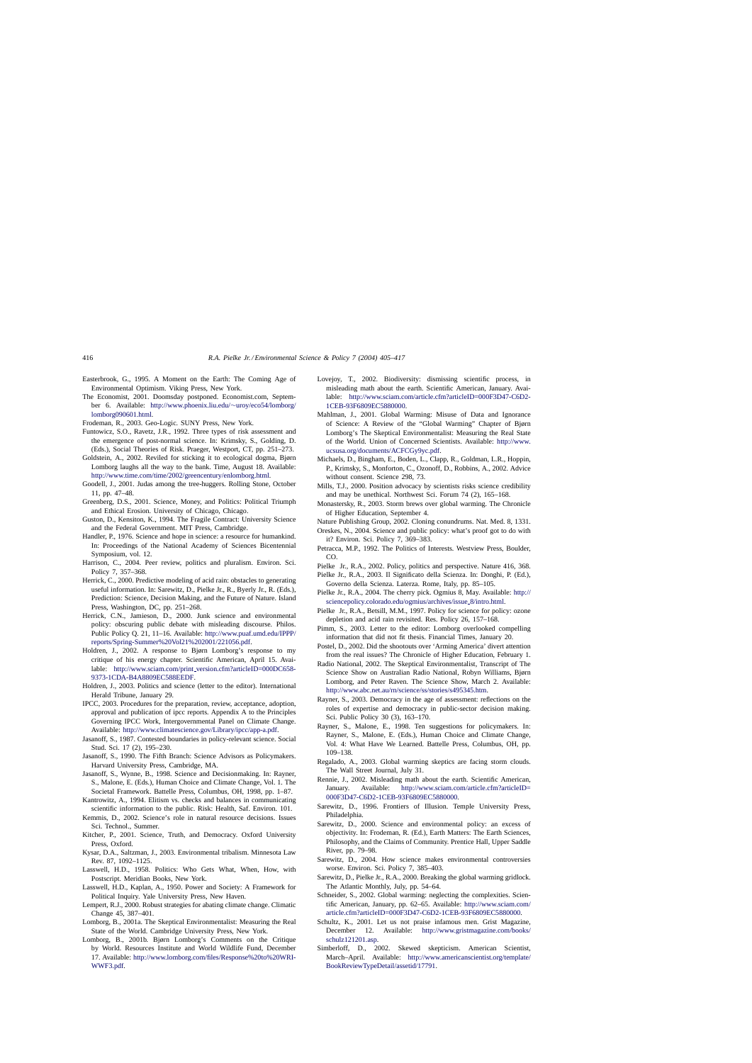Easterbrook, G., 1995. A Moment on the Earth: The Coming Age of Environmental Optimism. Viking Press, New York.

The Economist, 2001. Doomsday postponed. Economist.com, September 6. Available: http://www.phoenix.liu.edu/~uroy/eco54/lomborg/lomborg090601.html.

Frodeman, R., 2003. Geo-Logic. SUNY Press, New York.

Funtowicz, S.O., Ravetz, J.R., 1992. Three types of risk assessment and the emergence of post-normal science. In: Krimsky, S., Golding, D. (Eds.), Social Theories of Risk. Praeger, Westport, CT, pp. 251–273.

Goldstein, A., 2002. Reviled for sticking it to ecological dogma, Bjørn Lomborg laughs all the way to the bank. Time, August 18. Available: http://www.time.com/time/2002/greencentury/enlomborg.html.

Goodell, J., 2001. Judas among the tree-huggers. Rolling Stone, October 11, pp. 47–48.

Greenberg, D.S., 2001. Science, Money, and Politics: Political Triumph and Ethical Erosion. University of Chicago, Chicago.

Guston, D., Kensiton, K., 1994. The Fragile Contract: University Science and the Federal Government. MIT Press, Cambridge.

Handler, P., 1976. Science and hope in science: a resource for humankind. In: Proceedings of the National Academy of Sciences Bicentennial Symposium, vol. 12.

Harrison, C., 2004. Peer review, politics and pluralism. Environ. Sci. Policy 7, 357–368.

Herrick, C., 2000. Predictive modeling of acid rain: obstacles to generating useful information. In: Sarewitz, D., Pielke Jr., R., Byerly Jr., R. (Eds.), Prediction: Science, Decision Making, and the Future of Nature. Island Press, Washington, DC, pp. 251–268.

Herrick, C.N., Jamieson, D., 2000. Junk science and environmental policy: obscuring public debate with misleading discourse. Philos. Public Policy Q. 21, 11–16. Available: http://www.puaf.umd.edu/IPPP/reports/Spring-Summer%20Vol21%202001/221056.pdf.

Holdren, J., 2002. A response to Bjørn Lomborg's response to my critique of his energy chapter. Scientific American, April 15. Available: http://www.sciam.com/print_version.cfm?articleID=000DC658-9373-1CDA-B4A8809EC588EEDF.

Holdren, J., 2003. Politics and science (letter to the editor). International Herald Tribune, January 29.

IPCC, 2003. Procedures for the preparation, review, acceptance, adoption, approval and publication of ipcc reports. Appendix A to the Principles Governing IPCC Work, Intergovernmental Panel on Climate Change. Available: http://www.climatescience.gov/Library/ipcc/app-a.pdf.

Jasanoff, S., 1987. Contested boundaries in policy-relevant science. Social Stud. Sci. 17 (2), 195–230.

Jasanoff, S., 1990. The Fifth Branch: Science Advisors as Policymakers. Harvard University Press, Cambridge, MA.

Jasanoff, S., Wynne, B., 1998. Science and Decisionmaking. In: Rayner, S., Malone, E. (Eds.), Human Choice and Climate Change, Vol. 1. The Societal Framework. Battelle Press, Columbus, OH, 1998, pp. 1–87.

Kantrowitz, A., 1994. Elitism vs. checks and balances in communicating scientific information to the public. Risk: Health, Saf. Environ. 101.

Kemmis, D., 2002. Science's role in natural resource decisions. Issues Sci. Technol., Summer.

Kitcher, P., 2001. Science, Truth, and Democracy. Oxford University Press, Oxford.

Kysar, D.A., Saltzman, J., 2003. Environmental tribalism. Minnesota Law Rev. 87, 1092–1125.

Lasswell, H.D., 1958. Politics: Who Gets What, When, How, with Postscript. Meridian Books, New York.

Lasswell, H.D., Kaplan, A., 1950. Power and Society: A Framework for Political Inquiry. Yale University Press, New Haven.

Lempert, R.J., 2000. Robust strategies for abating climate change. Climatic Change 45, 387–401.

Lomborg, B., 2001a. The Skeptical Environmentalist: Measuring the Real State of the World. Cambridge University Press, New York.

Lomborg, B., 2001b. Bjørn Lomborg's Comments on the Critique by World. Resources Institute and World Wildlife Fund, December 17. Available: http://www.lomborg.com/files/Response%20to%20WRI-WWF3.pdf.

Lovejoy, T., 2002. Biodiversity: dismissing scientific process, in misleading math about the earth. Scientific American, January. Available: http://www.sciam.com/article.cfm?articleID=000F3D47-C6D2-1CEB-93F6809EC5880000.

Mahlman, J., 2001. Global Warming: Misuse of Data and Ignorance of Science: A Review of the "Global Warming" Chapter of Bjørn Lomborg's The Skeptical Environmentalist: Measuring the Real State of the World. Union of Concerned Scientists. Available: http://www.ucsusa.org/documents/ACFCGy9yc.pdf.

Michaels, D., Bingham, E., Boden, L., Clapp, R., Goldman, L.R., Hoppin, P., Krimsky, S., Monforton, C., Ozonoff, D., Robbins, A., 2002. Advice without consent. Science 298, 73.

Mills, T.J., 2000. Position advocacy by scientists risks science credibility and may be unethical. Northwest Sci. Forum 74 (2), 165–168.

Monastersky, R., 2003. Storm brews over global warming. The Chronicle of Higher Education, September 4.

Nature Publishing Group, 2002. Cloning conundrums. Nat. Med. 8, 1331.

Oreskes, N., 2004. Science and public policy: what's proof got to do with it? Environ. Sci. Policy 7, 369–383.

Petracca, M.P., 1992. The Politics of Interests. Westview Press, Boulder, CO.

Pielke Jr., R.A., 2002. Policy, politics and perspective. Nature 416, 368.

Pielke Jr., R.A., 2003. Il Significato della Scienza. In: Donghi, P. (Ed.), Governo della Scienza. Laterza. Rome, Italy, pp. 85–105.

Pielke Jr., R.A., 2004. The cherry pick. Ogmius 8, May. Available: http://sciencepolicy.colorado.edu/ogmius/archives/issue_8/intro.html.

Pielke Jr., R.A., Betsill, M.M., 1997. Policy for science for policy: ozone depletion and acid rain revisited. Res. Policy 26, 157–168.

Pimm, S., 2003. Letter to the editor: Lomborg overlooked compelling information that did not fit thesis. Financial Times, January 20.

Postel, D., 2002. Did the shootouts over 'Arming America' divert attention from the real issues? The Chronicle of Higher Education, February 1.

Radio National, 2002. The Skeptical Environmentalist, Transcript of The Science Show on Australian Radio National, Robyn Williams, Bjørn Lomborg, and Peter Raven. The Science Show, March 2. Available: http://www.abc.net.au/rn/science/ss/stories/s495345.htm.

Rayner, S., 2003. Democracy in the age of assessment: reflections on the roles of expertise and democracy in public-sector decision making. Sci. Public Policy 30 (3), 163–170.

Rayner, S., Malone, E., 1998. Ten suggestions for policymakers. In: Rayner, S., Malone, E. (Eds.), Human Choice and Climate Change, Vol. 4: What Have We Learned. Battelle Press, Columbus, OH, pp. 109–138.

Regalado, A., 2003. Global warming skeptics are facing storm clouds. The Wall Street Journal, July 31.

Rennie, J., 2002. Misleading math about the earth. Scientific American, January. Available: http://www.sciam.com/article.cfm?articleID=000F3D47-C6D2-1CEB-93F6809EC5880000.

Sarewitz, D., 1996. Frontiers of Illusion. Temple University Press, Philadelphia.

Sarewitz, D., 2000. Science and environmental policy: an excess of objectivity. In: Frodeman, R. (Ed.), Earth Matters: The Earth Sciences, Philosophy, and the Claims of Community. Prentice Hall, Upper Saddle River, pp. 79–98.

Sarewitz, D., 2004. How science makes environmental controversies worse. Environ. Sci. Policy 7, 385–403.

Sarewitz, D., Pielke Jr., R.A., 2000. Breaking the global warming gridlock. The Atlantic Monthly, July, pp. 54–64.

Schneider, S., 2002. Global warming: neglecting the complexities. Scientific American, January, pp. 62–65. Available: http://www.sciam.com/article.cfm?articleID=000F3D47-C6D2-1CEB-93F6809EC5880000.

Schultz, K., 2001. Let us not praise infamous men. Grist Magazine, December 12. Available: http://www.gristmagazine.com/books/schulz121201.asp.

Simberloff, D., 2002. Skewed skepticism. American Scientist, March–April. Available: http://www.americanscientist.org/template/BookReviewTypeDetail/assetid/17791.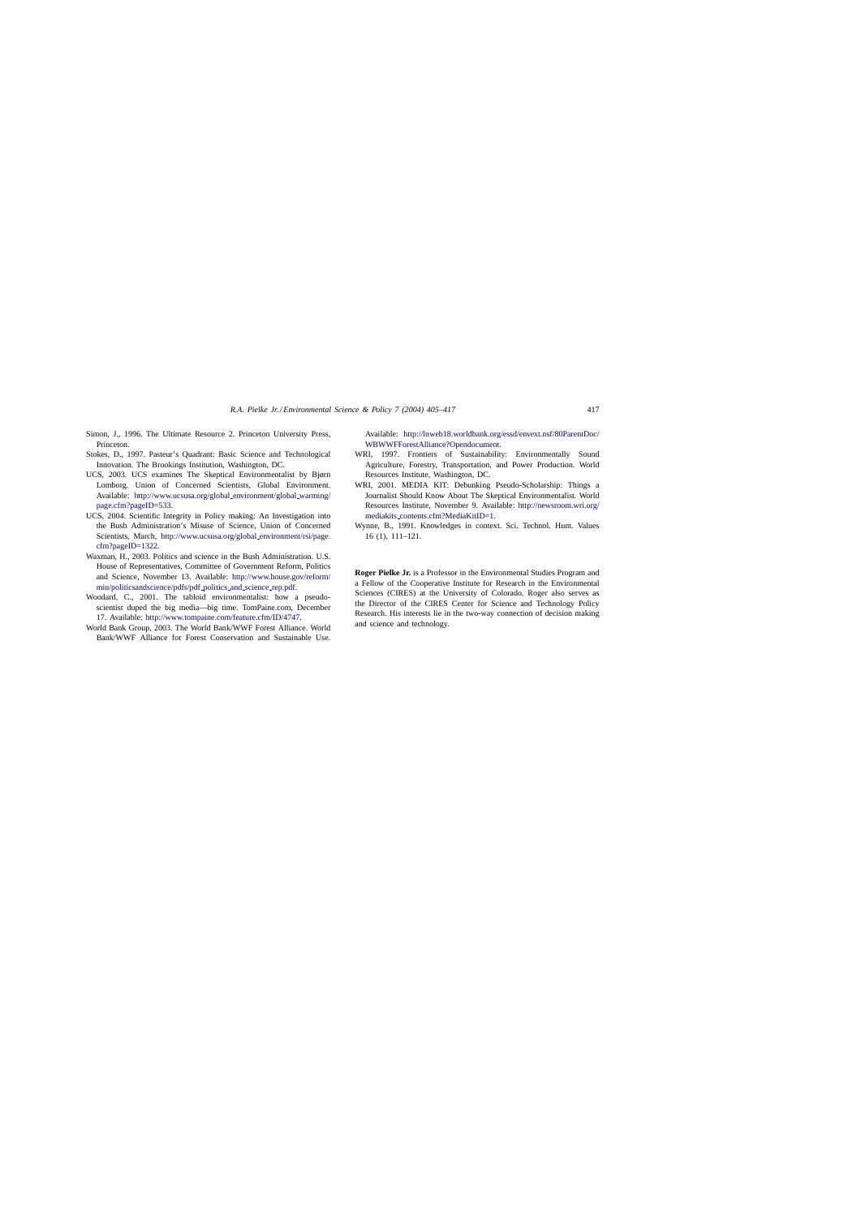Simon, J., 1996. The Ultimate Resource 2. Princeton University Press, Princeton.

Stokes, D., 1997. Pasteur's Quadrant: Basic Science and Technological Innovation. The Brookings Institution, Washington, DC.

UCS, 2003. UCS examines The Skeptical Environmentalist by Bjørn Lomborg. Union of Concerned Scientists, Global Environment. Available: http://www.ucsusa.org/global_environment/global_warming/page.cfm?pageID=533.

UCS, 2004. Scientific Integrity in Policy making: An Investigation into the Bush Administration's Misuse of Science, Union of Concerned Scientists, March, http://www.ucsusa.org/global_environment/rsi/page.cfm?pageID=1322.

Waxman, H., 2003. Politics and science in the Bush Administration. U.S. House of Representatives, Committee of Government Reform, Politics and Science, November 13. Available: http://www.house.gov/reform/min/politicsandscience/pdfs/pdf_politics_and_science_rep.pdf.

Woodard, C., 2001. The tabloid environmentalist: how a pseudo-scientist duped the big media—big time. TomPaine.com, December 17. Available: http://www.tompaine.com/feature.cfm/ID/4747.

World Bank Group, 2003. The World Bank/WWF Forest Alliance. World Bank/WWF Alliance for Forest Conservation and Sustainable Use. Available: http://lnweb18.worldbank.org/essd/envext.nsf/80ParentDoc/WBWWFForestAlliance?Opendocument.

WRI, 1997. Frontiers of Sustainability: Environmentally Sound Agriculture, Forestry, Transportation, and Power Production. World Resources Institute, Washington, DC.

WRI, 2001. MEDIA KIT: Debunking Pseudo-Scholarship: Things a Journalist Should Know About The Skeptical Environmentalist. World Resources Institute, November 9. Available: http://newsroom.wri.org/mediakits_contents.cfm?MediaKitID=1.

Wynne, B., 1991. Knowledges in context. Sci. Technol. Hum. Values 16 (1), 111–121.

**Roger Pielke Jr.** is a Professor in the Environmental Studies Program and a Fellow of the Cooperative Institute for Research in the Environmental Sciences (CIRES) at the University of Colorado. Roger also serves as the Director of the CIRES Center for Science and Technology Policy Research. His interests lie in the two-way connection of decision making and science and technology.